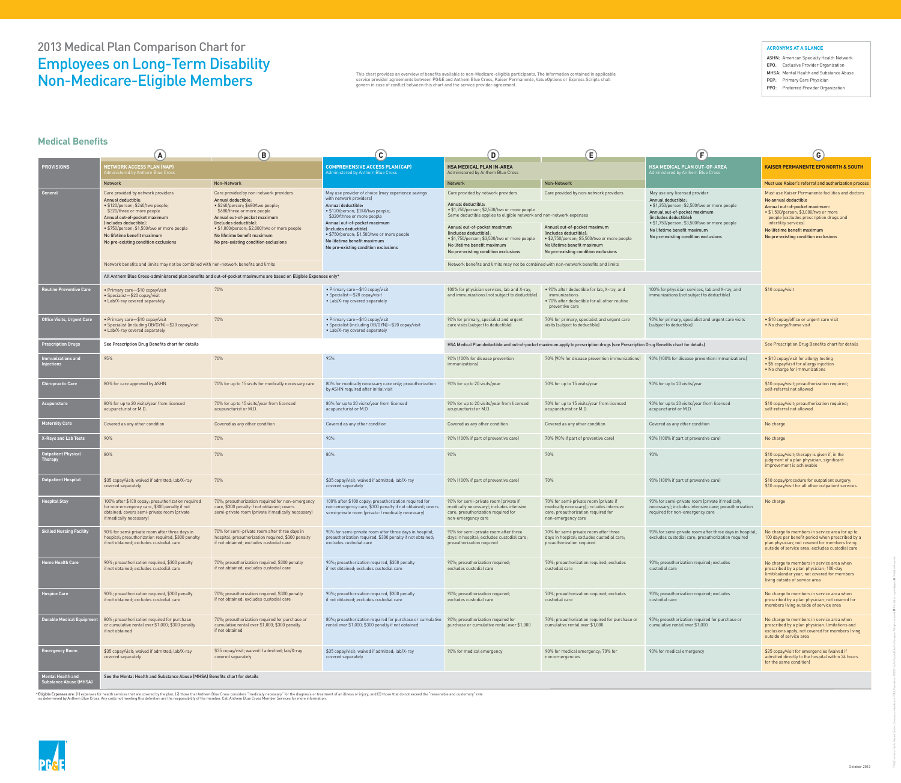# 2013 Medical Plan Comparison Chart for

# Employees on Long-Term Disability Non-Medicare-Eligible Members

This chart provides an overview of benefits available to non-Medicare-eligible participants. The information contained in applicable service provider agreements between PG&E and Anthem Blue Cross, Kaiser Permanente, ValueOptions or Express Scripts shall govern in case of conflict between this chart and the service provider agreement.

**ACRONYMS AT A GLANCE**

- **ASHN:** American Specialty Health Network
- **EPO:** Exclusive Provider Organization
- **MHSA:** Mental Health and Substance Abuse
- **PCP:** Primary Care Physician
- **PPO:** Preferred Provider Organization

## Medical Benefits

| | A | B | C | D | E | F | G |
|---|---|---|---|---|---|---|---|
| **PROVISIONS** | **NETWORK ACCESS PLAN (NAP)** Administered by Anthem Blue Cross | | **COMPREHENSIVE ACCESS PLAN (CAP)** Administered by Anthem Blue Cross | **HSA MEDICAL PLAN IN-AREA** Administered by Anthem Blue Cross | | **HSA MEDICAL PLAN OUT-OF-AREA** Administered by Anthem Blue Cross | **KAISER PERMANENTE EPO NORTH & SOUTH** |
| | Network | Non-Network | | Network | Non-Network | | Must use Kaiser's referral and authorization process |
| **General** | Care provided by network providers<br>**Annual deductible:**<br>• $120/person; $240/two people; $320/three or more people<br>**Annual out-of-pocket maximum (includes deductible):**<br>• $750/person; $1,500/two or more people<br>**No lifetime benefit maximum**<br>**No pre-existing condition exclusions** | Care provided by non-network providers<br>**Annual deductible:**<br>• $240/person; $480/two people; $680/three or more people<br>**Annual out-of-pocket maximum (includes deductible):**<br>• $1,000/person; $2,000/two or more people<br>**No lifetime benefit maximum**<br>**No pre-existing condition exclusions** | May use provider of choice (may experience savings with network providers)<br>**Annual deductible:**<br>• $120/person; $240/two people; $320/three or more people<br>**Annual out-of-pocket maximum (includes deductible):**<br>• $750/person; $1,500/two or more people<br>**No lifetime benefit maximum**<br>**No pre-existing condition exclusions** | Care provided by network providers<br>**Annual deductible:**<br>• $1,250/person; $2,500/two or more people<br>Same deductible applies to eligible network and non-network expenses<br>**Annual out-of-pocket maximum (includes deductible):**<br>• $1,750/person; $3,500/two or more people<br>**No lifetime benefit maximum**<br>**No pre-existing condition exclusions** | Care provided by non-network providers<br>**Annual out-of-pocket maximum (includes deductible):**<br>• $2,750/person; $5,500/two or more people<br>**No lifetime benefit maximum**<br>**No pre-existing condition exclusions** | May use any licensed provider<br>**Annual deductible:**<br>• $1,250/person; $2,500/two or more people<br>**Annual out-of-pocket maximum (includes deductible):**<br>• $1,750/person; $3,500/two or more people<br>**No lifetime benefit maximum**<br>**No pre-existing condition exclusions** | Must use Kaiser Permanente facilities and doctors<br>**No annual deductible**<br>**Annual out-of-pocket maximum:**<br>• $1,500/person; $3,000/two or more people (excludes prescription drugs and infertility services)<br>**No lifetime benefit maximum**<br>**No pre-existing condition exclusions** |
| | Network benefits and limits may not be combined with non-network benefits and limits | | | Network benefits and limits may not be combined with non-network benefits and limits | | | |
| | All Anthem Blue Cross-administered plan benefits and out-of-pocket maximums are based on Eligible Expenses only* | | | | | | |
| **Routine Preventive Care** | • Primary care—$10 copay/visit<br>• Specialist—$20 copay/visit<br>• Lab/X-ray covered separately | 70% | • Primary care—$10 copay/visit<br>• Specialist—$20 copay/visit<br>• Lab/X-ray covered separately | 100% for physician services, lab and X-ray, and immunizations (not subject to deductible) | • 90% after deductible for lab, X-ray, and immunizations<br>• 70% after deductible for all other routine preventive care | 100% for physician services, lab and X-ray, and immunizations (not subject to deductible) | $10 copay/visit |
| **Office Visits, Urgent Care** | • Primary care—$10 copay/visit<br>• Specialist (including OB/GYN)—$20 copay/visit<br>• Lab/X-ray covered separately | 70% | • Primary care—$10 copay/visit<br>• Specialist (including OB/GYN)—$20 copay/visit<br>• Lab/X-ray covered separately | 90% for primary, specialist and urgent care visits (subject to deductible) | 70% for primary, specialist and urgent care visits (subject to deductible) | 90% for primary, specialist and urgent care visits (subject to deductible) | • $10 copay/office or urgent care visit<br>• No charge/home visit |
| **Prescription Drugs** | See Prescription Drug Benefits chart for details | | | HSA Medical Plan deductible and out-of-pocket maximum apply to prescription drugs (see Prescription Drug Benefits chart for details) | | | See Prescription Drug Benefits chart for details |
| **Immunizations and Injections** | 95% | 70% | 95% | 90% (100% for disease prevention immunizations) | 70% (90% for disease prevention immunizations) | 90% (100% for disease prevention immunizations) | • $10 copay/visit for allergy testing<br>• $5 copay/visit for allergy injection<br>• No charge for immunizations |
| **Chiropractic Care** | 80% for care approved by ASHN | 70% for up to 15 visits for medically necessary care | 80% for medically necessary care only; preauthorization by ASHN required after initial visit | 90% for up to 20 visits/year | 70% for up to 15 visits/year | 90% for up to 20 visits/year | $10 copay/visit; preauthorization required; self-referral not allowed |
| **Acupuncture** | 80% for up to 20 visits/year from licensed acupuncturist or M.D. | 70% for up to 15 visits/year from licensed acupuncturist or M.D. | 80% for up to 20 visits/year from licensed acupuncturist or M.D | 90% for up to 20 visits/year from licensed acupuncturist or M.D. | 70% for up to 15 visits/year from licensed acupuncturist or M.D. | 90% for up to 20 visits/year from licensed acupuncturist or M.D. | $10 copay/visit; preauthorization required; self-referral not allowed |
| **Maternity Care** | Covered as any other condition | Covered as any other condition | Covered as any other condition | Covered as any other condition | Covered as any other condition | Covered as any other condition | No charge |
| **X-Rays and Lab Tests** | 90% | 70% | 90% | 90% (100% if part of preventive care) | 70% (90% if part of preventive care) | 90% (100% if part of preventive care) | No charge |
| **Outpatient Physical Therapy** | 80% | 70% | 80% | 90% | 70% | 90% | $10 copay/visit; therapy is given if, in the judgment of a plan physician, significant improvement is achievable |
| **Outpatient Hospital** | $35 copay/visit; waived if admitted; lab/X-ray covered separately | 70% | $35 copay/visit; waived if admitted; lab/X-ray covered separately | 90% (100% if part of preventive care) | 70% | 90% (100% if part of preventive care) | $10 copay/procedure for outpatient surgery; $10 copay/visit for all other outpatient services |
| **Hospital Stay** | 100% after $100 copay; preauthorization required for non-emergency care, $300 penalty if not obtained; covers semi-private room (private if medically necessary) | 70%; preauthorization required for non-emergency care, $300 penalty if not obtained; covers semi-private room (private if medically necessary) | 100% after $100 copay; preauthorization required for non-emergency care, $300 penalty if not obtained; covers semi-private room (private if medically necessary) | 90% for semi-private room (private if medically necessary); includes intensive care; preauthorization required for non-emergency care | 70% for semi-private room (private if medically necessary); includes intensive care; preauthorization required for non-emergency care | 90% for semi-private room (private if medically necessary); includes intensive care; preauthorization required for non-emergency care | No charge |
| **Skilled Nursing Facility** | 90% for semi-private room after three days in hospital; preauthorization required, $300 penalty if not obtained; excludes custodial care | 70% for semi-private room after three days in hospital; preauthorization required, $300 penalty if not obtained; excludes custodial care | 90% for semi-private room after three days in hospital; preauthorization required, $300 penalty if not obtained; excludes custodial care | 90% for semi-private room after three days in hospital; excludes custodial care; preauthorization required | 70% for semi-private room after three days in hospital; excludes custodial care; preauthorization required | 90% for semi-private room after three days in hospital; excludes custodial care; preauthorization required | No charge to members in service area for up to 100 days per benefit period when prescribed by a plan physician; not covered for members living outside of service area; excludes custodial care |
| **Home Health Care** | 90%; preauthorization required, $300 penalty if not obtained; excludes custodial care | 70%; preauthorization required, $300 penalty if not obtained; excludes custodial care | 90%; preauthorization required, $300 penalty if not obtained; excludes custodial care | 90%; preauthorization required; excludes custodial care | 70%; preauthorization required; excludes custodial care | 90%; preauthorization required; excludes custodial care | No charge to members in service area when prescribed by a plan physician; 100-day limit/calendar year; not covered for members living outside of service area |
| **Hospice Care** | 90%; preauthorization required, $300 penalty if not obtained; excludes custodial care | 70%; preauthorization required, $300 penalty if not obtained; excludes custodial care | 90%; preauthorization required, $300 penalty if not obtained; excludes custodial care | 90%; preauthorization required; excludes custodial care | 70%; preauthorization required; excludes custodial care | 90%; preauthorization required; excludes custodial care | No charge to members in service area when prescribed by a plan physician; not covered for members living outside of service area |
| **Durable Medical Equipment** | 80%; preauthorization required for purchase or cumulative rental over $1,000; $300 penalty if not obtained | 70%; preauthorization required for purchase or cumulative rental over $1,000; $300 penalty if not obtained | 80%; preauthorization required for purchase or cumulative rental over $1,000; $300 penalty if not obtained | 90%; preauthorization required for purchase or cumulative rental over $1,000 | 70%; preauthorization required for purchase or cumulative rental over $1,000 | 90%; preauthorization required for purchase or cumulative rental over $1,000 | No charge to members in service area when prescribed by a plan physician; limitations and exclusions apply; not covered for members living outside of service area |
| **Emergency Room** | $35 copay/visit; waived if admitted; lab/X-ray covered separately | $35 copay/visit; waived if admitted; lab/X-ray covered separately | $35 copay/visit; waived if admitted; lab/X-ray covered separately | 90% for medical emergency | 90% for medical emergency; 70% for non-emergencies | 90% for medical emergency | $25 copay/visit for emergencies (waived if admitted directly to the hospital within 24 hours for the same condition) |
| **Mental Health and Substance Abuse (MHSA)** | See the Mental Health and Substance Abuse (MHSA) Benefits chart for details | | | | | | |

* **Eligible Expenses are:** (1) expenses for health services that are covered by the plan; (2) those that Anthem Blue Cross considers "medically necessary" for the diagnosis or treatment of an illness or injury; and (3) those that do not exceed the "reasonable and customary" rate as determined by Anthem Blue Cross. Any costs not meeting this definition are the responsibility of the member. Call Anthem Blue Cross Member Services for more information.

October 2012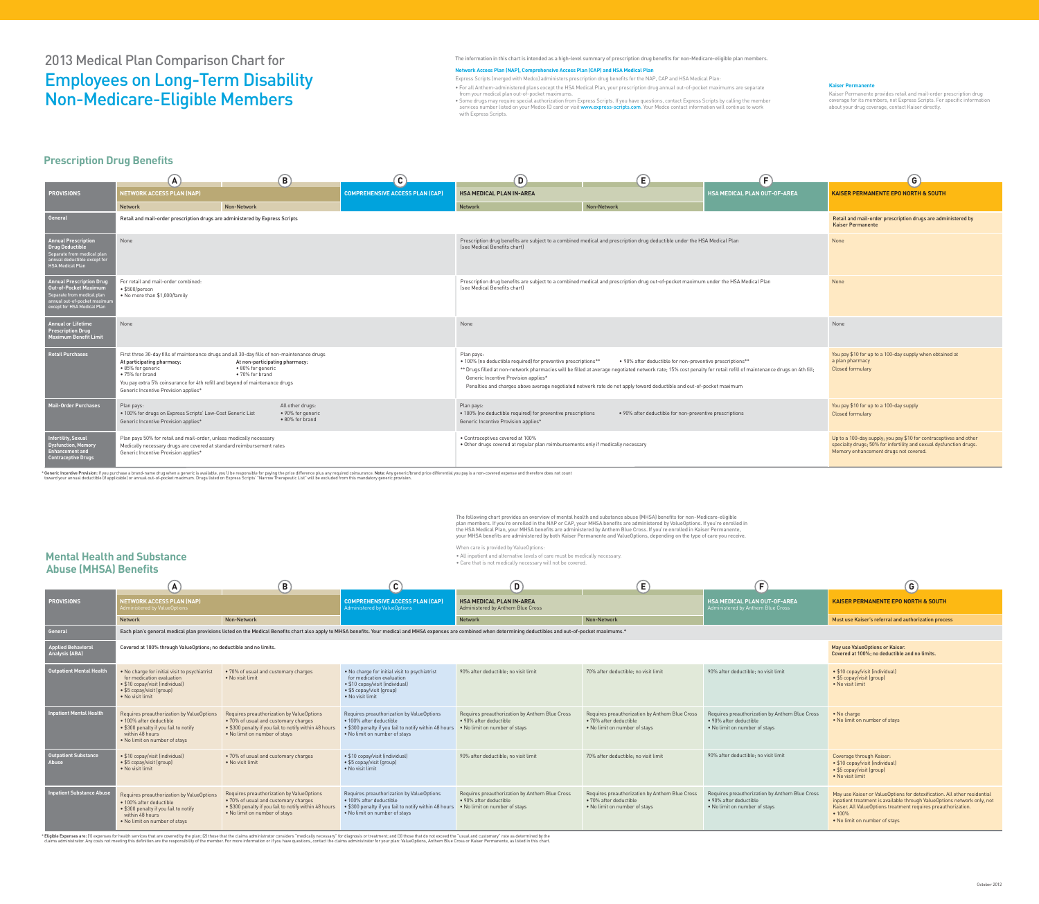# 2013 Medical Plan Comparison Chart for
# Employees on Long-Term Disability Non-Medicare-Eligible Members

The information in this chart is intended as a high-level summary of prescription drug benefits for non-Medicare-eligible plan members.

**Network Access Plan (NAP), Comprehensive Access Plan (CAP) and HSA Medical Plan**

Express Scripts (merged with Medco) administers prescription drug benefits for the NAP, CAP and HSA Medical Plan:

- For all Anthem-administered plans except the HSA Medical Plan, your prescription drug annual out-of-pocket maximums are separate from your medical plan out-of-pocket maximums.
- Some drugs may require special authorization from Express Scripts. If you have questions, contact Express Scripts by calling the member services number listed on your Medco ID card or visit www.express-scripts.com. Your Medco contact information will continue to work with Express Scripts.

**Kaiser Permanente**

Kaiser Permanente provides retail and mail-order prescription drug coverage for its members, not Express Scripts. For specific information about your drug coverage, contact Kaiser directly.

## Prescription Drug Benefits

| PROVISIONS | (A) NETWORK ACCESS PLAN (NAP) – Network | (B) NETWORK ACCESS PLAN (NAP) – Non-Network | (C) COMPREHENSIVE ACCESS PLAN (CAP) | (D) HSA MEDICAL PLAN IN-AREA – Network | (E) HSA MEDICAL PLAN IN-AREA – Non-Network | (F) HSA MEDICAL PLAN OUT-OF-AREA | (G) KAISER PERMANENTE EPO NORTH & SOUTH |
|---|---|---|---|---|---|---|---|
| General | Retail and mail-order prescription drugs are administered by Express Scripts | | | | | | Retail and mail-order prescription drugs are administered by Kaiser Permanente |
| Annual Prescription Drug Deductible (Separate from medical plan annual deductible except for HSA Medical Plan) | None | | | Prescription drug benefits are subject to a combined medical and prescription drug deductible under the HSA Medical Plan (see Medical Benefits chart) | | | None |
| Annual Prescription Drug Out-of-Pocket Maximum (Separate from medical plan annual out-of-pocket maximum except for HSA Medical Plan) | For retail and mail-order combined:<br>• $500/person<br>• No more than $1,000/family | | | Prescription drug benefits are subject to a combined medical and prescription drug out-of-pocket maximum under the HSA Medical Plan (see Medical Benefits chart) | | | None |
| Annual or Lifetime Prescription Drug Maximum Benefit Limit | None | | | None | | | None |
| Retail Purchases | First three 30-day fills of maintenance drugs and all 30-day fills of non-maintenance drugs<br>At participating pharmacy:<br>• 85% for generic<br>• 75% for brand<br>At non-participating pharmacy:<br>• 80% for generic<br>• 70% for brand<br>You pay extra 5% coinsurance for 4th refill and beyond of maintenance drugs<br>Generic Incentive Provision applies* | | | Plan pays:<br>• 100% (no deductible required) for preventive prescriptions**<br>• 90% after deductible for non-preventive prescriptions**<br>** Drugs filled at non-network pharmacies will be filled at average negotiated network rate; 15% cost penalty for retail refill of maintenance drugs on 4th fill;<br>Generic Incentive Provision applies*<br>Penalties and charges above average negotiated network rate do not apply toward deductible and out-of-pocket maximum | | | You pay $10 for up to a 100-day supply when obtained at a plan pharmacy<br>Closed formulary |
| Mail-Order Purchases | Plan pays:<br>• 100% for drugs on Express Scripts' Low-Cost Generic List<br>All other drugs:<br>• 90% for generic<br>• 80% for brand<br>Generic Incentive Provision applies* | | | Plan pays:<br>• 100% (no deductible required) for preventive prescriptions<br>• 90% after deductible for non-preventive prescriptions<br>Generic Incentive Provision applies* | | | You pay $10 for up to a 100-day supply<br>Closed formulary |
| Infertility, Sexual Dysfunction, Memory Enhancement and Contraceptive Drugs | Plan pays 50% for retail and mail-order, unless medically necessary<br>Medically necessary drugs are covered at standard reimbursement rates<br>Generic Incentive Provision applies* | | | • Contraceptives covered at 100%<br>• Other drugs covered at regular plan reimbursements only if medically necessary | | | Up to a 100-day supply; you pay $10 for contraceptives and other specialty drugs; 50% for infertility and sexual dysfunction drugs. Memory enhancement drugs not covered. |

* **Generic Incentive Provision:** If you purchase a brand-name drug when a generic is available, you'll be responsible for paying the price difference plus any required coinsurance. **Note:** Any generic/brand price differential you pay is a non-covered expense and therefore does not count toward your annual deductible (if applicable) or annual out-of-pocket maximum. Drugs listed on Express Scripts' "Narrow Therapeutic List" will be excluded from this mandatory generic provision.

## Mental Health and Substance Abuse (MHSA) Benefits

The following chart provides an overview of mental health and substance abuse (MHSA) benefits for non-Medicare-eligible plan members. If you're enrolled in the NAP or CAP, your MHSA benefits are administered by ValueOptions. If you're enrolled in the HSA Medical Plan, your MHSA benefits are administered by Anthem Blue Cross. If you're enrolled in Kaiser Permanente, your MHSA benefits are administered by both Kaiser Permanente and ValueOptions, depending on the type of care you receive.

When care is provided by ValueOptions:

- All inpatient and alternative levels of care must be medically necessary.
- Care that is not medically necessary will not be covered.

| PROVISIONS | (A) NETWORK ACCESS PLAN (NAP) Administered by ValueOptions – Network | (B) NETWORK ACCESS PLAN (NAP) – Non-Network | (C) COMPREHENSIVE ACCESS PLAN (CAP) Administered by ValueOptions | (D) HSA MEDICAL PLAN IN-AREA Administered by Anthem Blue Cross – Network | (E) HSA MEDICAL PLAN IN-AREA – Non-Network | (F) HSA MEDICAL PLAN OUT-OF-AREA Administered by Anthem Blue Cross | (G) KAISER PERMANENTE EPO NORTH & SOUTH – Must use Kaiser's referral and authorization process |
|---|---|---|---|---|---|---|---|
| General | Each plan's general medical plan provisions listed on the Medical Benefits chart also apply to MHSA benefits. Your medical and MHSA expenses are combined when determining deductibles and out-of-pocket maximums.* | | | | | | |
| Applied Behavioral Analysis (ABA) | Covered at 100% through ValueOptions; no deductible and no limits. | | | | | | May use ValueOptions or Kaiser. Covered at 100%; no deductible and no limits. |
| Outpatient Mental Health | • No charge for initial visit to psychiatrist for medication evaluation<br>• $10 copay/visit (individual)<br>• $5 copay/visit (group)<br>• No visit limit | • 70% of usual and customary charges<br>• No visit limit | • No charge for initial visit to psychiatrist for medication evaluation<br>• $10 copay/visit (individual)<br>• $5 copay/visit (group)<br>• No visit limit | 90% after deductible; no visit limit | 70% after deductible; no visit limit | 90% after deductible; no visit limit | • $10 copay/visit (individual)<br>• $5 copay/visit (group)<br>• No visit limit |
| Inpatient Mental Health | Requires preauthorization by ValueOptions<br>• 100% after deductible<br>• $300 penalty if you fail to notify within 48 hours<br>• No limit on number of stays | Requires preauthorization by ValueOptions<br>• 70% of usual and customary charges<br>• $300 penalty if you fail to notify within 48 hours<br>• No limit on number of stays | Requires preauthorization by ValueOptions<br>• 100% after deductible<br>• $300 penalty if you fail to notify within 48 hours<br>• No limit on number of stays | Requires preauthorization by Anthem Blue Cross<br>• 90% after deductible<br>• No limit on number of stays | Requires preauthorization by Anthem Blue Cross<br>• 70% after deductible<br>• No limit on number of stays | Requires preauthorization by Anthem Blue Cross<br>• 90% after deductible<br>• No limit on number of stays | • No charge<br>• No limit on number of stays |
| Outpatient Substance Abuse | • $10 copay/visit (individual)<br>• $5 copay/visit (group)<br>• No visit limit | • 70% of usual and customary charges<br>• No visit limit | • $10 copay/visit (individual)<br>• $5 copay/visit (group)<br>• No visit limit | 90% after deductible; no visit limit | 70% after deductible; no visit limit | 90% after deductible; no visit limit | Coverage through Kaiser:<br>• $10 copay/visit (individual)<br>• $5 copay/visit (group)<br>• No visit limit |
| Inpatient Substance Abuse | Requires preauthorization by ValueOptions<br>• 100% after deductible<br>• $300 penalty if you fail to notify within 48 hours<br>• No limit on number of stays | Requires preauthorization by ValueOptions<br>• 70% of usual and customary charges<br>• $300 penalty if you fail to notify within 48 hours<br>• No limit on number of stays | Requires preauthorization by ValueOptions<br>• 100% after deductible<br>• $300 penalty if you fail to notify within 48 hours<br>• No limit on number of stays | Requires preauthorization by Anthem Blue Cross<br>• 90% after deductible<br>• No limit on number of stays | Requires preauthorization by Anthem Blue Cross<br>• 70% after deductible<br>• No limit on number of stays | Requires preauthorization by Anthem Blue Cross<br>• 90% after deductible<br>• No limit on number of stays | May use Kaiser or ValueOptions for detoxification. All other residential inpatient treatment is available through ValueOptions network only, not Kaiser. All ValueOptions treatment requires preauthorization.<br>• 100%<br>• No limit on number of stays |

* **Eligible Expenses are:** (1) expenses for health services that are covered by the plan; (2) those that the claims administrator considers "medically necessary" for diagnosis or treatment; and (3) those that do not exceed the "usual and customary" rate as determined by the claims administrator. Any costs not meeting this definition are the responsibility of the member. For more information or if you have questions, contact the claims administrator for your plan: ValueOptions, Anthem Blue Cross or Kaiser Permanente, as listed in this chart.

October 2012